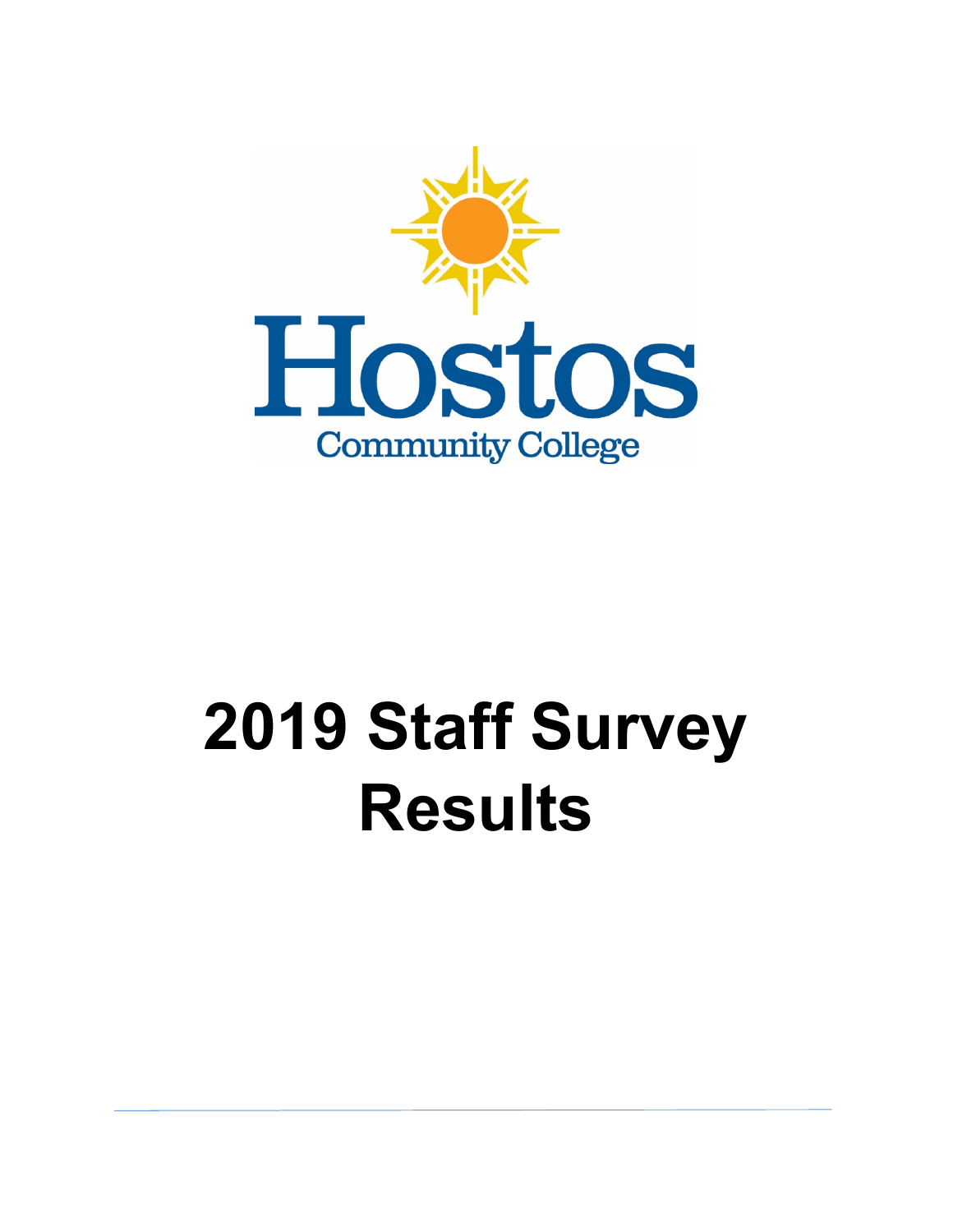Hostos

Community College

# 2019 Staff Survey Results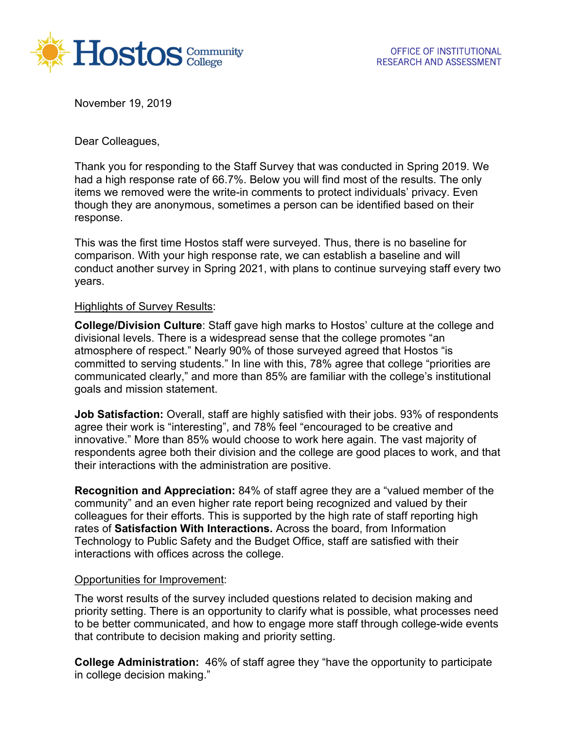Hostos Community College

OFFICE OF INSTITUTIONAL RESEARCH AND ASSESSMENT

November 19, 2019

Dear Colleagues,

Thank you for responding to the Staff Survey that was conducted in Spring 2019. We had a high response rate of 66.7%. Below you will find most of the results. The only items we removed were the write-in comments to protect individuals' privacy. Even though they are anonymous, sometimes a person can be identified based on their response.

This was the first time Hostos staff were surveyed. Thus, there is no baseline for comparison. With your high response rate, we can establish a baseline and will conduct another survey in Spring 2021, with plans to continue surveying staff every two years.

<u>Highlights of Survey Results</u>:

**College/Division Culture**: Staff gave high marks to Hostos' culture at the college and divisional levels. There is a widespread sense that the college promotes "an atmosphere of respect." Nearly 90% of those surveyed agreed that Hostos "is committed to serving students." In line with this, 78% agree that college "priorities are communicated clearly," and more than 85% are familiar with the college's institutional goals and mission statement.

**Job Satisfaction:** Overall, staff are highly satisfied with their jobs. 93% of respondents agree their work is "interesting", and 78% feel "encouraged to be creative and innovative." More than 85% would choose to work here again. The vast majority of respondents agree both their division and the college are good places to work, and that their interactions with the administration are positive.

**Recognition and Appreciation:** 84% of staff agree they are a "valued member of the community" and an even higher rate report being recognized and valued by their colleagues for their efforts. This is supported by the high rate of staff reporting high rates of **Satisfaction With Interactions.** Across the board, from Information Technology to Public Safety and the Budget Office, staff are satisfied with their interactions with offices across the college.

<u>Opportunities for Improvement</u>:

The worst results of the survey included questions related to decision making and priority setting. There is an opportunity to clarify what is possible, what processes need to be better communicated, and how to engage more staff through college-wide events that contribute to decision making and priority setting.

**College Administration:** 46% of staff agree they "have the opportunity to participate in college decision making."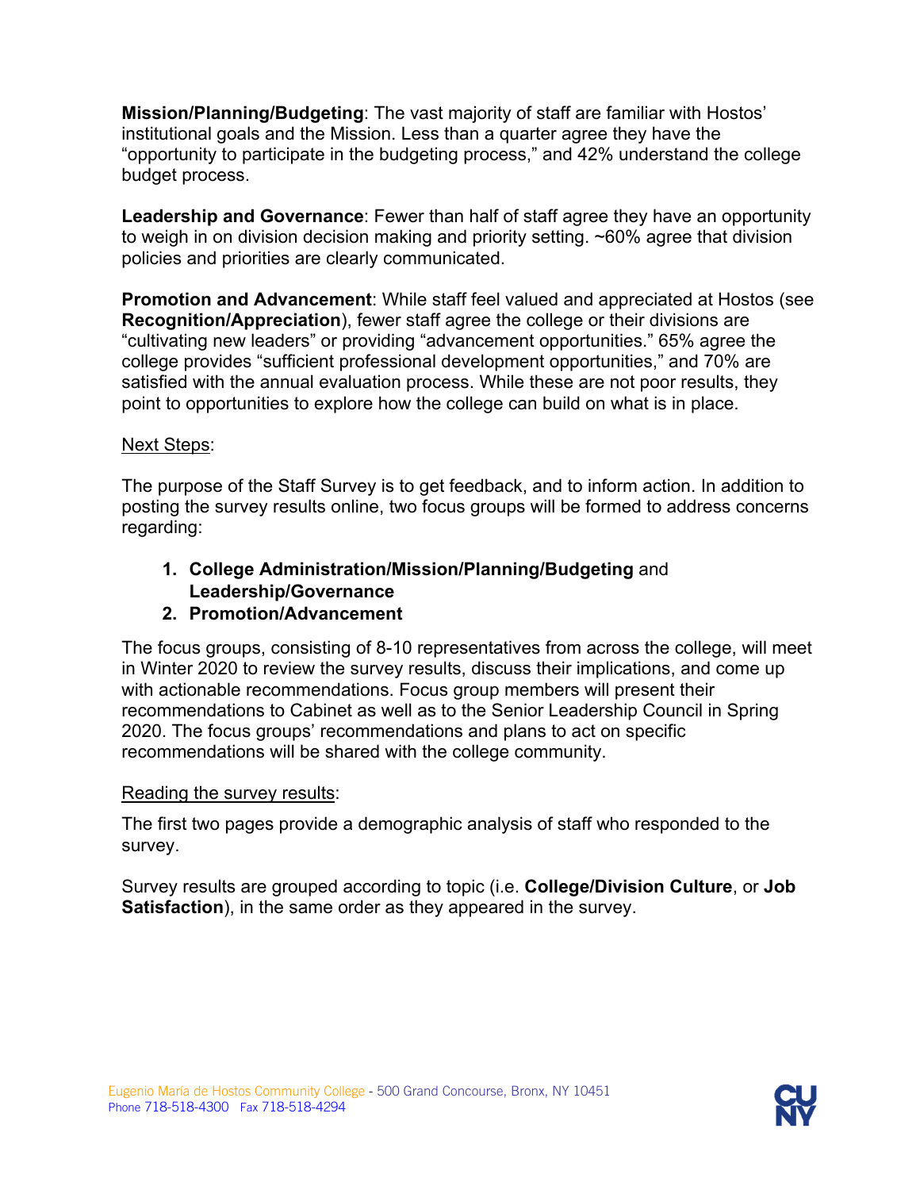**Mission/Planning/Budgeting**: The vast majority of staff are familiar with Hostos' institutional goals and the Mission. Less than a quarter agree they have the "opportunity to participate in the budgeting process," and 42% understand the college budget process.

**Leadership and Governance**: Fewer than half of staff agree they have an opportunity to weigh in on division decision making and priority setting. ~60% agree that division policies and priorities are clearly communicated.

**Promotion and Advancement**: While staff feel valued and appreciated at Hostos (see **Recognition/Appreciation**), fewer staff agree the college or their divisions are "cultivating new leaders" or providing "advancement opportunities." 65% agree the college provides "sufficient professional development opportunities," and 70% are satisfied with the annual evaluation process. While these are not poor results, they point to opportunities to explore how the college can build on what is in place.

<u>Next Steps</u>:

The purpose of the Staff Survey is to get feedback, and to inform action. In addition to posting the survey results online, two focus groups will be formed to address concerns regarding:

1. **College Administration/Mission/Planning/Budgeting** and **Leadership/Governance**
2. **Promotion/Advancement**

The focus groups, consisting of 8-10 representatives from across the college, will meet in Winter 2020 to review the survey results, discuss their implications, and come up with actionable recommendations. Focus group members will present their recommendations to Cabinet as well as to the Senior Leadership Council in Spring 2020. The focus groups' recommendations and plans to act on specific recommendations will be shared with the college community.

<u>Reading the survey results</u>:

The first two pages provide a demographic analysis of staff who responded to the survey.

Survey results are grouped according to topic (i.e. **College/Division Culture**, or **Job Satisfaction**), in the same order as they appeared in the survey.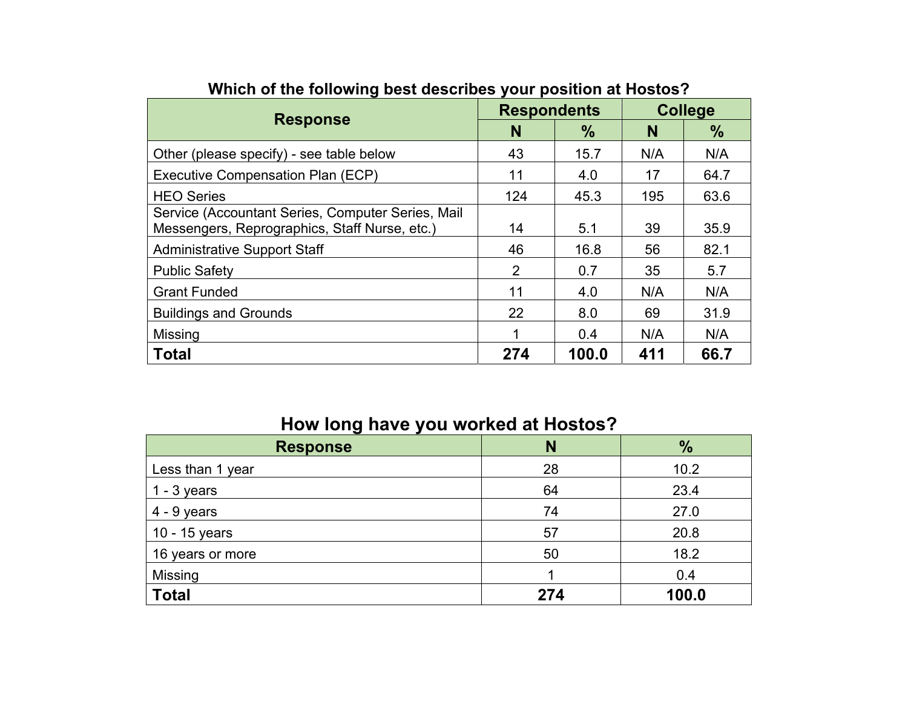### Which of the following best describes your position at Hostos?

| Response | Respondents | | College | |
|---|---|---|---|---|
| | N | % | N | % |
| Other (please specify) - see table below | 43 | 15.7 | N/A | N/A |
| Executive Compensation Plan (ECP) | 11 | 4.0 | 17 | 64.7 |
| HEO Series | 124 | 45.3 | 195 | 63.6 |
| Service (Accountant Series, Computer Series, Mail Messengers, Reprographics, Staff Nurse, etc.) | 14 | 5.1 | 39 | 35.9 |
| Administrative Support Staff | 46 | 16.8 | 56 | 82.1 |
| Public Safety | 2 | 0.7 | 35 | 5.7 |
| Grant Funded | 11 | 4.0 | N/A | N/A |
| Buildings and Grounds | 22 | 8.0 | 69 | 31.9 |
| Missing | 1 | 0.4 | N/A | N/A |
| **Total** | **274** | **100.0** | **411** | **66.7** |

### How long have you worked at Hostos?

| Response | N | % |
|---|---|---|
| Less than 1 year | 28 | 10.2 |
| 1 - 3 years | 64 | 23.4 |
| 4 - 9 years | 74 | 27.0 |
| 10 - 15 years | 57 | 20.8 |
| 16 years or more | 50 | 18.2 |
| Missing | 1 | 0.4 |
| **Total** | **274** | **100.0** |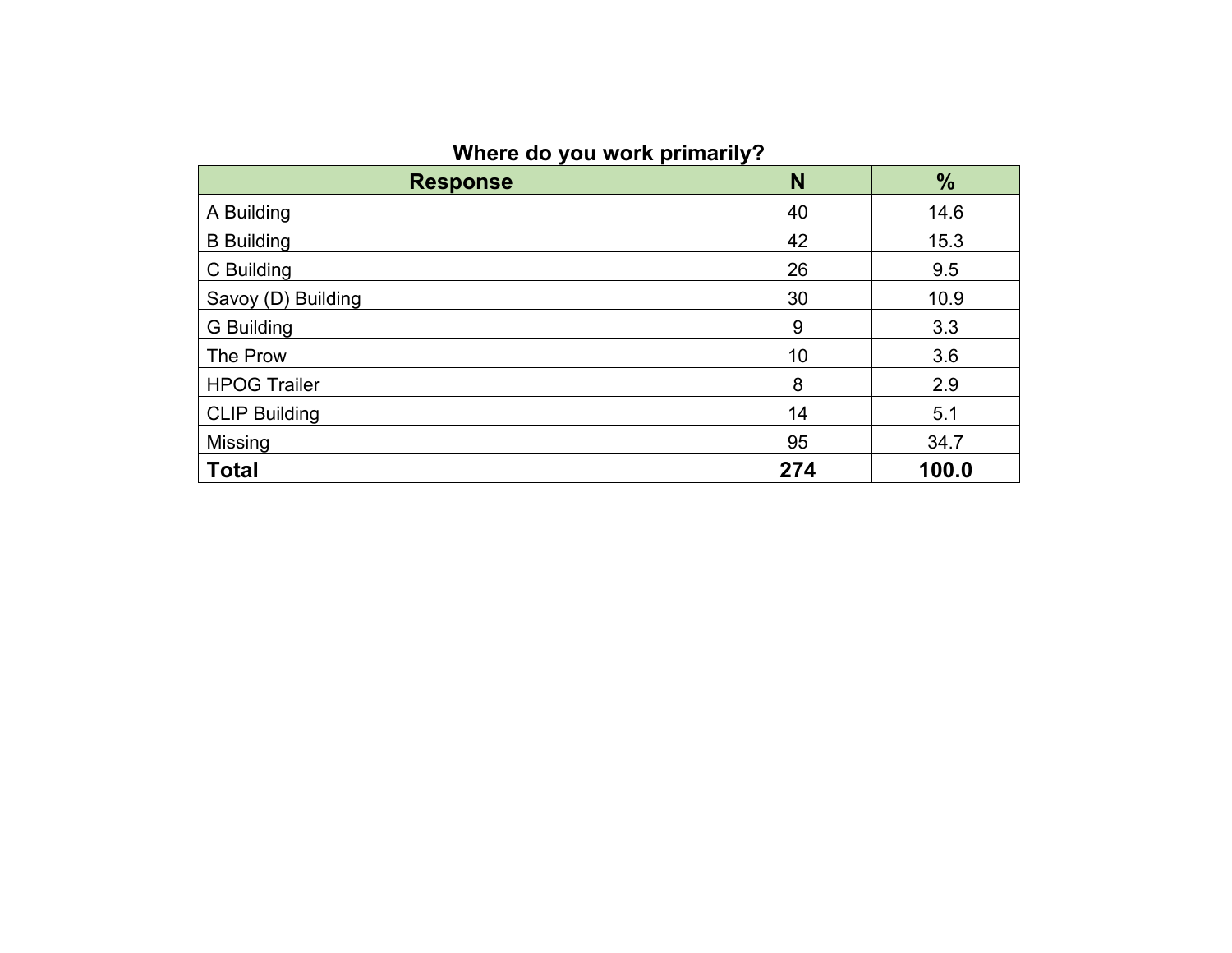**Where do you work primarily?**

| Response | N | % |
| --- | --- | --- |
| A Building | 40 | 14.6 |
| B Building | 42 | 15.3 |
| C Building | 26 | 9.5 |
| Savoy (D) Building | 30 | 10.9 |
| G Building | 9 | 3.3 |
| The Prow | 10 | 3.6 |
| HPOG Trailer | 8 | 2.9 |
| CLIP Building | 14 | 5.1 |
| Missing | 95 | 34.7 |
| **Total** | **274** | **100.0** |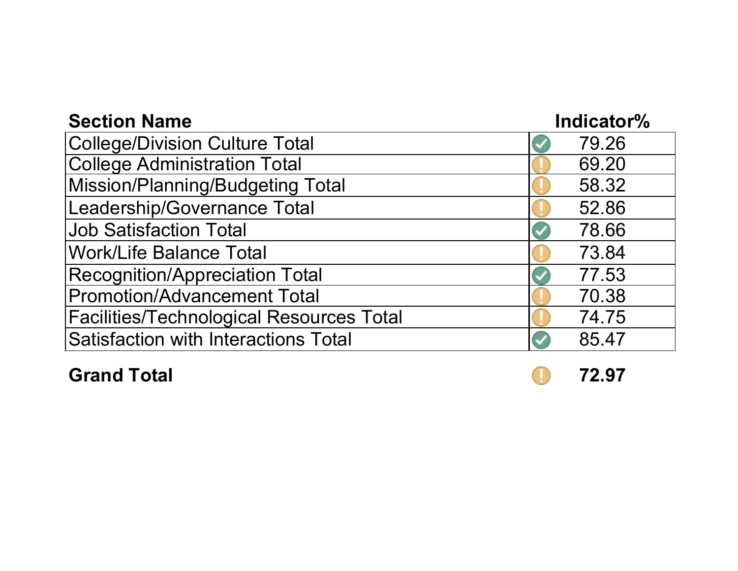| Section Name | Indicator% |
| --- | --- |
| College/Division Culture Total | 79.26 |
| College Administration Total | 69.20 |
| Mission/Planning/Budgeting Total | 58.32 |
| Leadership/Governance Total | 52.86 |
| Job Satisfaction Total | 78.66 |
| Work/Life Balance Total | 73.84 |
| Recognition/Appreciation Total | 77.53 |
| Promotion/Advancement Total | 70.38 |
| Facilities/Technological Resources Total | 74.75 |
| Satisfaction with Interactions Total | 85.47 |
| **Grand Total** | **72.97** |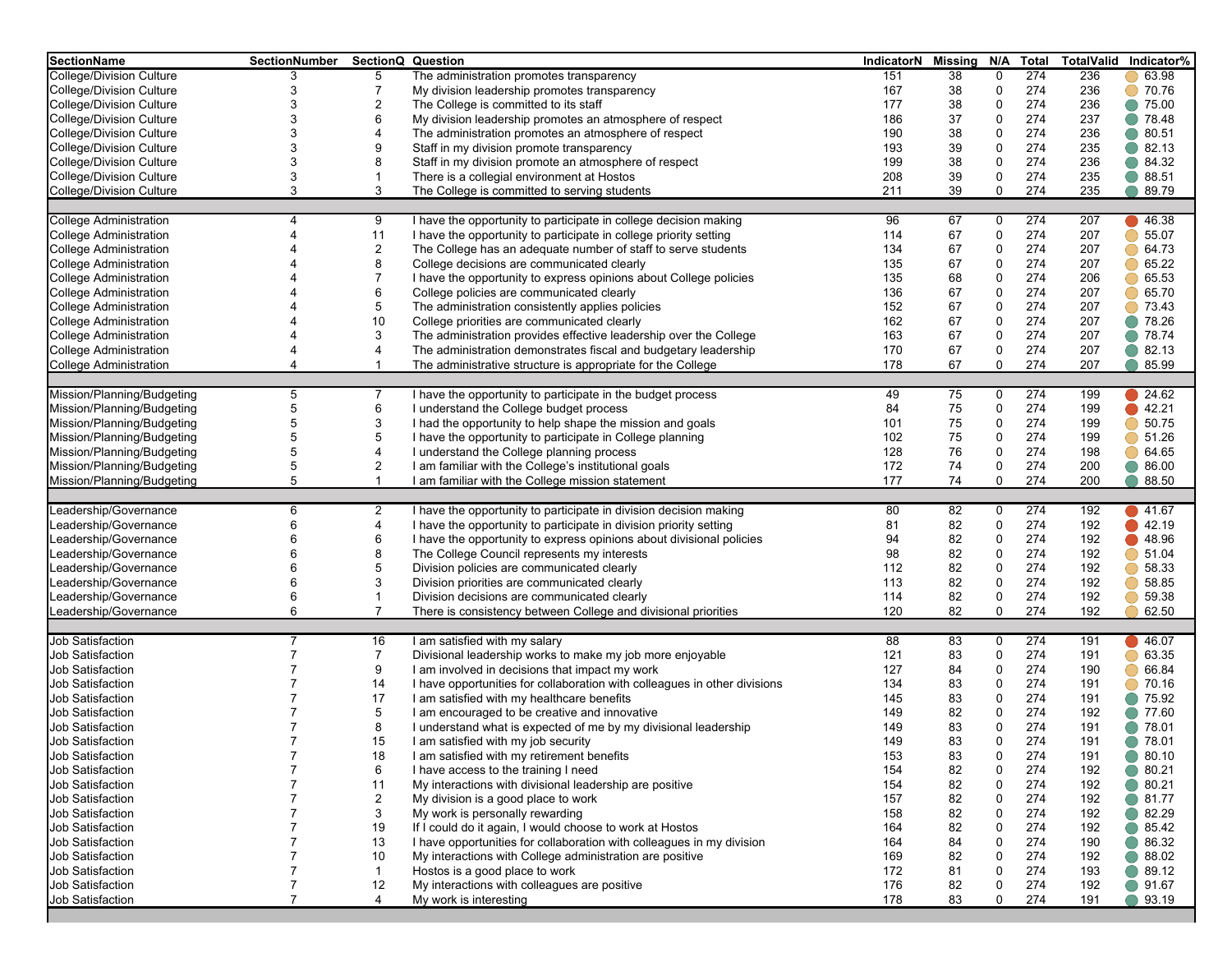| SectionName | SectionNumber | SectionQ | Question | IndicatorN | Missing | N/A | Total | TotalValid | Indicator% |
|---|---|---|---|---|---|---|---|---|---|
| College/Division Culture | 3 | 5 | The administration promotes transparency | 151 | 38 | 0 | 274 | 236 | 63.98 |
| College/Division Culture | 3 | 7 | My division leadership promotes transparency | 167 | 38 | 0 | 274 | 236 | 70.76 |
| College/Division Culture | 3 | 2 | The College is committed to its staff | 177 | 38 | 0 | 274 | 236 | 75.00 |
| College/Division Culture | 3 | 6 | My division leadership promotes an atmosphere of respect | 186 | 37 | 0 | 274 | 237 | 78.48 |
| College/Division Culture | 3 | 4 | The administration promotes an atmosphere of respect | 190 | 38 | 0 | 274 | 236 | 80.51 |
| College/Division Culture | 3 | 9 | Staff in my division promote transparency | 193 | 39 | 0 | 274 | 235 | 82.13 |
| College/Division Culture | 3 | 8 | Staff in my division promote an atmosphere of respect | 199 | 38 | 0 | 274 | 236 | 84.32 |
| College/Division Culture | 3 | 1 | There is a collegial environment at Hostos | 208 | 39 | 0 | 274 | 235 | 88.51 |
| College/Division Culture | 3 | 3 | The College is committed to serving students | 211 | 39 | 0 | 274 | 235 | 89.79 |
| College Administration | 4 | 9 | I have the opportunity to participate in college decision making | 96 | 67 | 0 | 274 | 207 | 46.38 |
| College Administration | 4 | 11 | I have the opportunity to participate in college priority setting | 114 | 67 | 0 | 274 | 207 | 55.07 |
| College Administration | 4 | 2 | The College has an adequate number of staff to serve students | 134 | 67 | 0 | 274 | 207 | 64.73 |
| College Administration | 4 | 8 | College decisions are communicated clearly | 135 | 67 | 0 | 274 | 207 | 65.22 |
| College Administration | 4 | 7 | I have the opportunity to express opinions about College policies | 135 | 68 | 0 | 274 | 206 | 65.53 |
| College Administration | 4 | 6 | College policies are communicated clearly | 136 | 67 | 0 | 274 | 207 | 65.70 |
| College Administration | 4 | 5 | The administration consistently applies policies | 152 | 67 | 0 | 274 | 207 | 73.43 |
| College Administration | 4 | 10 | College priorities are communicated clearly | 162 | 67 | 0 | 274 | 207 | 78.26 |
| College Administration | 4 | 3 | The administration provides effective leadership over the College | 163 | 67 | 0 | 274 | 207 | 78.74 |
| College Administration | 4 | 4 | The administration demonstrates fiscal and budgetary leadership | 170 | 67 | 0 | 274 | 207 | 82.13 |
| College Administration | 4 | 1 | The administrative structure is appropriate for the College | 178 | 67 | 0 | 274 | 207 | 85.99 |
| Mission/Planning/Budgeting | 5 | 7 | I have the opportunity to participate in the budget process | 49 | 75 | 0 | 274 | 199 | 24.62 |
| Mission/Planning/Budgeting | 5 | 6 | I understand the College budget process | 84 | 75 | 0 | 274 | 199 | 42.21 |
| Mission/Planning/Budgeting | 5 | 3 | I had the opportunity to help shape the mission and goals | 101 | 75 | 0 | 274 | 199 | 50.75 |
| Mission/Planning/Budgeting | 5 | 5 | I have the opportunity to participate in College planning | 102 | 75 | 0 | 274 | 199 | 51.26 |
| Mission/Planning/Budgeting | 5 | 4 | I understand the College planning process | 128 | 76 | 0 | 274 | 198 | 64.65 |
| Mission/Planning/Budgeting | 5 | 2 | I am familiar with the College's institutional goals | 172 | 74 | 0 | 274 | 200 | 86.00 |
| Mission/Planning/Budgeting | 5 | 1 | I am familiar with the College mission statement | 177 | 74 | 0 | 274 | 200 | 88.50 |
| Leadership/Governance | 6 | 2 | I have the opportunity to participate in division decision making | 80 | 82 | 0 | 274 | 192 | 41.67 |
| Leadership/Governance | 6 | 4 | I have the opportunity to participate in division priority setting | 81 | 82 | 0 | 274 | 192 | 42.19 |
| Leadership/Governance | 6 | 6 | I have the opportunity to express opinions about divisional policies | 94 | 82 | 0 | 274 | 192 | 48.96 |
| Leadership/Governance | 6 | 8 | The College Council represents my interests | 98 | 82 | 0 | 274 | 192 | 51.04 |
| Leadership/Governance | 6 | 5 | Division policies are communicated clearly | 112 | 82 | 0 | 274 | 192 | 58.33 |
| Leadership/Governance | 6 | 3 | Division priorities are communicated clearly | 113 | 82 | 0 | 274 | 192 | 58.85 |
| Leadership/Governance | 6 | 1 | Division decisions are communicated clearly | 114 | 82 | 0 | 274 | 192 | 59.38 |
| Leadership/Governance | 6 | 7 | There is consistency between College and divisional priorities | 120 | 82 | 0 | 274 | 192 | 62.50 |
| Job Satisfaction | 7 | 16 | I am satisfied with my salary | 88 | 83 | 0 | 274 | 191 | 46.07 |
| Job Satisfaction | 7 | 7 | Divisional leadership works to make my job more enjoyable | 121 | 83 | 0 | 274 | 191 | 63.35 |
| Job Satisfaction | 7 | 9 | I am involved in decisions that impact my work | 127 | 84 | 0 | 274 | 190 | 66.84 |
| Job Satisfaction | 7 | 14 | I have opportunities for collaboration with colleagues in other divisions | 134 | 83 | 0 | 274 | 191 | 70.16 |
| Job Satisfaction | 7 | 17 | I am satisfied with my healthcare benefits | 145 | 83 | 0 | 274 | 191 | 75.92 |
| Job Satisfaction | 7 | 5 | I am encouraged to be creative and innovative | 149 | 82 | 0 | 274 | 192 | 77.60 |
| Job Satisfaction | 7 | 8 | I understand what is expected of me by my divisional leadership | 149 | 83 | 0 | 274 | 191 | 78.01 |
| Job Satisfaction | 7 | 15 | I am satisfied with my job security | 149 | 83 | 0 | 274 | 191 | 78.01 |
| Job Satisfaction | 7 | 18 | I am satisfied with my retirement benefits | 153 | 83 | 0 | 274 | 191 | 80.10 |
| Job Satisfaction | 7 | 6 | I have access to the training I need | 154 | 82 | 0 | 274 | 192 | 80.21 |
| Job Satisfaction | 7 | 11 | My interactions with divisional leadership are positive | 154 | 82 | 0 | 274 | 192 | 80.21 |
| Job Satisfaction | 7 | 2 | My division is a good place to work | 157 | 82 | 0 | 274 | 192 | 81.77 |
| Job Satisfaction | 7 | 3 | My work is personally rewarding | 158 | 82 | 0 | 274 | 192 | 82.29 |
| Job Satisfaction | 7 | 19 | If I could do it again, I would choose to work at Hostos | 164 | 82 | 0 | 274 | 192 | 85.42 |
| Job Satisfaction | 7 | 13 | I have opportunities for collaboration with colleagues in my division | 164 | 84 | 0 | 274 | 190 | 86.32 |
| Job Satisfaction | 7 | 10 | My interactions with College administration are positive | 169 | 82 | 0 | 274 | 192 | 88.02 |
| Job Satisfaction | 7 | 1 | Hostos is a good place to work | 172 | 81 | 0 | 274 | 193 | 89.12 |
| Job Satisfaction | 7 | 12 | My interactions with colleagues are positive | 176 | 82 | 0 | 274 | 192 | 91.67 |
| Job Satisfaction | 7 | 4 | My work is interesting | 178 | 83 | 0 | 274 | 191 | 93.19 |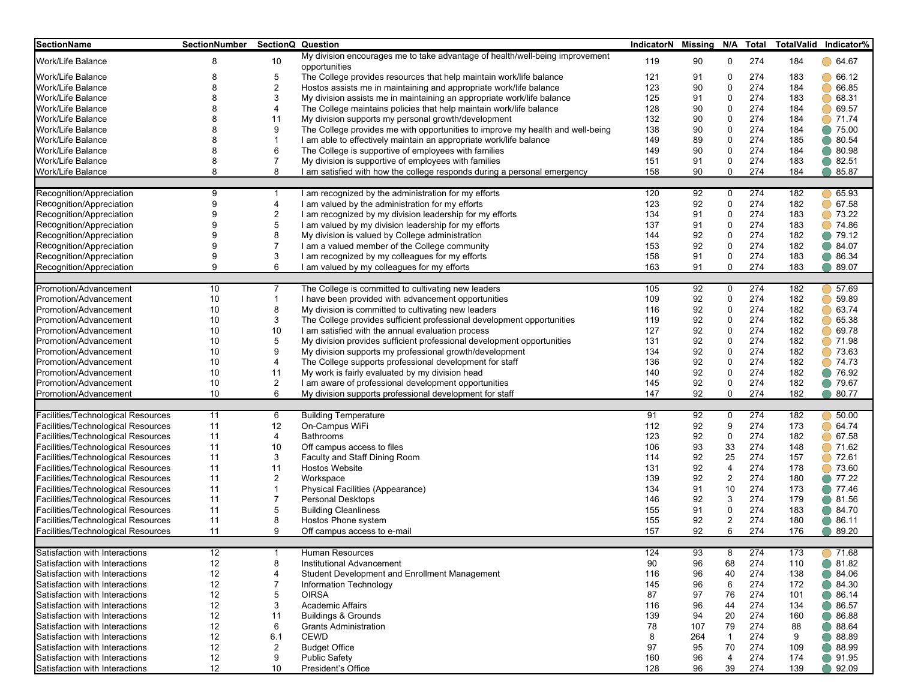| SectionName | SectionNumber | SectionQ | Question | IndicatorN | Missing | N/A | Total | TotalValid | Indicator% |
|---|---|---|---|---|---|---|---|---|---|
| Work/Life Balance | 8 | 10 | My division encourages me to take advantage of health/well-being improvement opportunities | 119 | 90 | 0 | 274 | 184 | 64.67 |
| Work/Life Balance | 8 | 5 | The College provides resources that help maintain work/life balance | 121 | 91 | 0 | 274 | 183 | 66.12 |
| Work/Life Balance | 8 | 2 | Hostos assists me in maintaining and appropriate work/life balance | 123 | 90 | 0 | 274 | 184 | 66.85 |
| Work/Life Balance | 8 | 3 | My division assists me in maintaining an appropriate work/life balance | 125 | 91 | 0 | 274 | 183 | 68.31 |
| Work/Life Balance | 8 | 4 | The College maintains policies that help maintain work/life balance | 128 | 90 | 0 | 274 | 184 | 69.57 |
| Work/Life Balance | 8 | 11 | My division supports my personal growth/development | 132 | 90 | 0 | 274 | 184 | 71.74 |
| Work/Life Balance | 8 | 9 | The College provides me with opportunities to improve my health and well-being | 138 | 90 | 0 | 274 | 184 | 75.00 |
| Work/Life Balance | 8 | 1 | I am able to effectively maintain an appropriate work/life balance | 149 | 89 | 0 | 274 | 185 | 80.54 |
| Work/Life Balance | 8 | 6 | The College is supportive of employees with families | 149 | 90 | 0 | 274 | 184 | 80.98 |
| Work/Life Balance | 8 | 7 | My division is supportive of employees with families | 151 | 91 | 0 | 274 | 183 | 82.51 |
| Work/Life Balance | 8 | 8 | I am satisfied with how the college responds during a personal emergency | 158 | 90 | 0 | 274 | 184 | 85.87 |
| | | | | | | | | | |
| Recognition/Appreciation | 9 | 1 | I am recognized by the administration for my efforts | 120 | 92 | 0 | 274 | 182 | 65.93 |
| Recognition/Appreciation | 9 | 4 | I am valued by the administration for my efforts | 123 | 92 | 0 | 274 | 182 | 67.58 |
| Recognition/Appreciation | 9 | 2 | I am recognized by my division leadership for my efforts | 134 | 91 | 0 | 274 | 183 | 73.22 |
| Recognition/Appreciation | 9 | 5 | I am valued by my division leadership for my efforts | 137 | 91 | 0 | 274 | 183 | 74.86 |
| Recognition/Appreciation | 9 | 8 | My division is valued by College administration | 144 | 92 | 0 | 274 | 182 | 79.12 |
| Recognition/Appreciation | 9 | 7 | I am a valued member of the College community | 153 | 92 | 0 | 274 | 182 | 84.07 |
| Recognition/Appreciation | 9 | 3 | I am recognized by my colleagues for my efforts | 158 | 91 | 0 | 274 | 183 | 86.34 |
| Recognition/Appreciation | 9 | 6 | I am valued by my colleagues for my efforts | 163 | 91 | 0 | 274 | 183 | 89.07 |
| | | | | | | | | | |
| Promotion/Advancement | 10 | 7 | The College is committed to cultivating new leaders | 105 | 92 | 0 | 274 | 182 | 57.69 |
| Promotion/Advancement | 10 | 1 | I have been provided with advancement opportunities | 109 | 92 | 0 | 274 | 182 | 59.89 |
| Promotion/Advancement | 10 | 8 | My division is committed to cultivating new leaders | 116 | 92 | 0 | 274 | 182 | 63.74 |
| Promotion/Advancement | 10 | 3 | The College provides sufficient professional development opportunities | 119 | 92 | 0 | 274 | 182 | 65.38 |
| Promotion/Advancement | 10 | 10 | I am satisfied with the annual evaluation process | 127 | 92 | 0 | 274 | 182 | 69.78 |
| Promotion/Advancement | 10 | 5 | My division provides sufficient professional development opportunities | 131 | 92 | 0 | 274 | 182 | 71.98 |
| Promotion/Advancement | 10 | 9 | My division supports my professional growth/development | 134 | 92 | 0 | 274 | 182 | 73.63 |
| Promotion/Advancement | 10 | 4 | The College supports professional development for staff | 136 | 92 | 0 | 274 | 182 | 74.73 |
| Promotion/Advancement | 10 | 11 | My work is fairly evaluated by my division head | 140 | 92 | 0 | 274 | 182 | 76.92 |
| Promotion/Advancement | 10 | 2 | I am aware of professional development opportunities | 145 | 92 | 0 | 274 | 182 | 79.67 |
| Promotion/Advancement | 10 | 6 | My division supports professional development for staff | 147 | 92 | 0 | 274 | 182 | 80.77 |
| | | | | | | | | | |
| Facilities/Technological Resources | 11 | 6 | Building Temperature | 91 | 92 | 0 | 274 | 182 | 50.00 |
| Facilities/Technological Resources | 11 | 12 | On-Campus WiFi | 112 | 92 | 9 | 274 | 173 | 64.74 |
| Facilities/Technological Resources | 11 | 4 | Bathrooms | 123 | 92 | 0 | 274 | 182 | 67.58 |
| Facilities/Technological Resources | 11 | 10 | Off campus access to files | 106 | 93 | 33 | 274 | 148 | 71.62 |
| Facilities/Technological Resources | 11 | 3 | Faculty and Staff Dining Room | 114 | 92 | 25 | 274 | 157 | 72.61 |
| Facilities/Technological Resources | 11 | 11 | Hostos Website | 131 | 92 | 4 | 274 | 178 | 73.60 |
| Facilities/Technological Resources | 11 | 2 | Workspace | 139 | 92 | 2 | 274 | 180 | 77.22 |
| Facilities/Technological Resources | 11 | 1 | Physical Facilities (Appearance) | 134 | 91 | 10 | 274 | 173 | 77.46 |
| Facilities/Technological Resources | 11 | 7 | Personal Desktops | 146 | 92 | 3 | 274 | 179 | 81.56 |
| Facilities/Technological Resources | 11 | 5 | Building Cleanliness | 155 | 91 | 0 | 274 | 183 | 84.70 |
| Facilities/Technological Resources | 11 | 8 | Hostos Phone system | 155 | 92 | 2 | 274 | 180 | 86.11 |
| Facilities/Technological Resources | 11 | 9 | Off campus access to e-mail | 157 | 92 | 6 | 274 | 176 | 89.20 |
| | | | | | | | | | |
| Satisfaction with Interactions | 12 | 1 | Human Resources | 124 | 93 | 8 | 274 | 173 | 71.68 |
| Satisfaction with Interactions | 12 | 8 | Institutional Advancement | 90 | 96 | 68 | 274 | 110 | 81.82 |
| Satisfaction with Interactions | 12 | 4 | Student Development and Enrollment Management | 116 | 96 | 40 | 274 | 138 | 84.06 |
| Satisfaction with Interactions | 12 | 7 | Information Technology | 145 | 96 | 6 | 274 | 172 | 84.30 |
| Satisfaction with Interactions | 12 | 5 | OIRSA | 87 | 97 | 76 | 274 | 101 | 86.14 |
| Satisfaction with Interactions | 12 | 3 | Academic Affairs | 116 | 96 | 44 | 274 | 134 | 86.57 |
| Satisfaction with Interactions | 12 | 11 | Buildings & Grounds | 139 | 94 | 20 | 274 | 160 | 86.88 |
| Satisfaction with Interactions | 12 | 6 | Grants Administration | 78 | 107 | 79 | 274 | 88 | 88.64 |
| Satisfaction with Interactions | 12 | 6.1 | CEWD | 8 | 264 | 1 | 274 | 9 | 88.89 |
| Satisfaction with Interactions | 12 | 2 | Budget Office | 97 | 95 | 70 | 274 | 109 | 88.99 |
| Satisfaction with Interactions | 12 | 9 | Public Safety | 160 | 96 | 4 | 274 | 174 | 91.95 |
| Satisfaction with Interactions | 12 | 10 | President's Office | 128 | 96 | 39 | 274 | 139 | 92.09 |